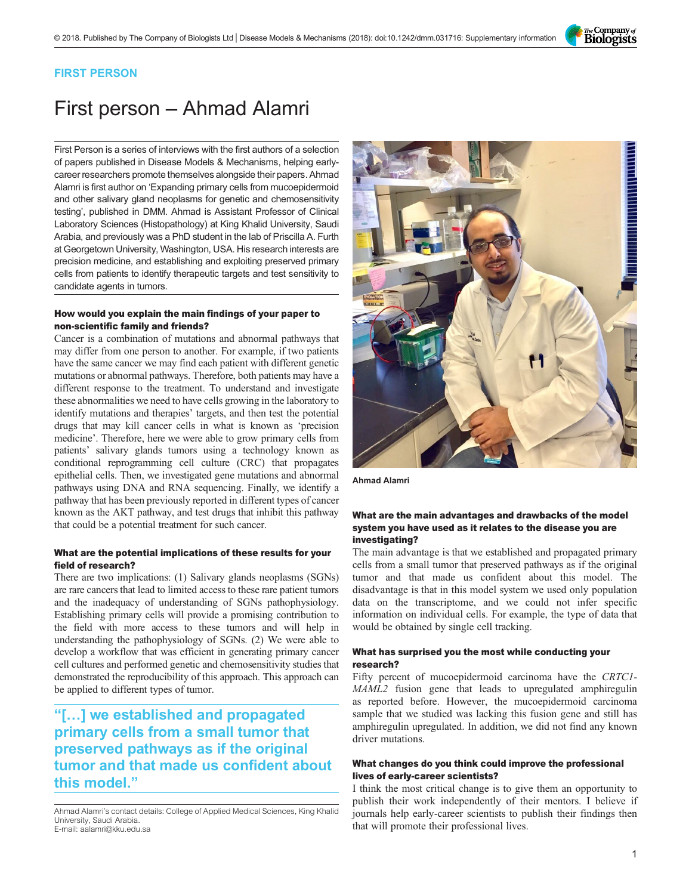FIRST PERSON

# First person – Ahmad Alamri

First Person is a series of interviews with the first authors of a selection of papers published in Disease Models & Mechanisms, helping early-career researchers promote themselves alongside their papers. Ahmad Alamri is first author on 'Expanding primary cells from mucoepidermoid and other salivary gland neoplasms for genetic and chemosensitivity testing', published in DMM. Ahmad is Assistant Professor of Clinical Laboratory Sciences (Histopathology) at King Khalid University, Saudi Arabia, and previously was a PhD student in the lab of Priscilla A. Furth at Georgetown University, Washington, USA. His research interests are precision medicine, and establishing and exploiting preserved primary cells from patients to identify therapeutic targets and test sensitivity to candidate agents in tumors.

Ahmad Alamri

### How would you explain the main findings of your paper to non-scientific family and friends?

Cancer is a combination of mutations and abnormal pathways that may differ from one person to another. For example, if two patients have the same cancer we may find each patient with different genetic mutations or abnormal pathways. Therefore, both patients may have a different response to the treatment. To understand and investigate these abnormalities we need to have cells growing in the laboratory to identify mutations and therapies' targets, and then test the potential drugs that may kill cancer cells in what is known as 'precision medicine'. Therefore, here we were able to grow primary cells from patients' salivary glands tumors using a technology known as conditional reprogramming cell culture (CRC) that propagates epithelial cells. Then, we investigated gene mutations and abnormal pathways using DNA and RNA sequencing. Finally, we identify a pathway that has been previously reported in different types of cancer known as the AKT pathway, and test drugs that inhibit this pathway that could be a potential treatment for such cancer.

### What are the potential implications of these results for your field of research?

There are two implications: (1) Salivary glands neoplasms (SGNs) are rare cancers that lead to limited access to these rare patient tumors and the inadequacy of understanding of SGNs pathophysiology. Establishing primary cells will provide a promising contribution to the field with more access to these tumors and will help in understanding the pathophysiology of SGNs. (2) We were able to develop a workflow that was efficient in generating primary cancer cell cultures and performed genetic and chemosensitivity studies that demonstrated the reproducibility of this approach. This approach can be applied to different types of tumor.

> "[…] we established and propagated primary cells from a small tumor that preserved pathways as if the original tumor and that made us confident about this model."

### What are the main advantages and drawbacks of the model system you have used as it relates to the disease you are investigating?

The main advantage is that we established and propagated primary cells from a small tumor that preserved pathways as if the original tumor and that made us confident about this model. The disadvantage is that in this model system we used only population data on the transcriptome, and we could not infer specific information on individual cells. For example, the type of data that would be obtained by single cell tracking.

### What has surprised you the most while conducting your research?

Fifty percent of mucoepidermoid carcinoma have the *CRTC1-MAML2* fusion gene that leads to upregulated amphiregulin as reported before. However, the mucoepidermoid carcinoma sample that we studied was lacking this fusion gene and still has amphiregulin upregulated. In addition, we did not find any known driver mutations.

### What changes do you think could improve the professional lives of early-career scientists?

I think the most critical change is to give them an opportunity to publish their work independently of their mentors. I believe if journals help early-career scientists to publish their findings then that will promote their professional lives.

Ahmad Alamri's contact details: College of Applied Medical Sciences, King Khalid University, Saudi Arabia.
E-mail: aalamri@kku.edu.sa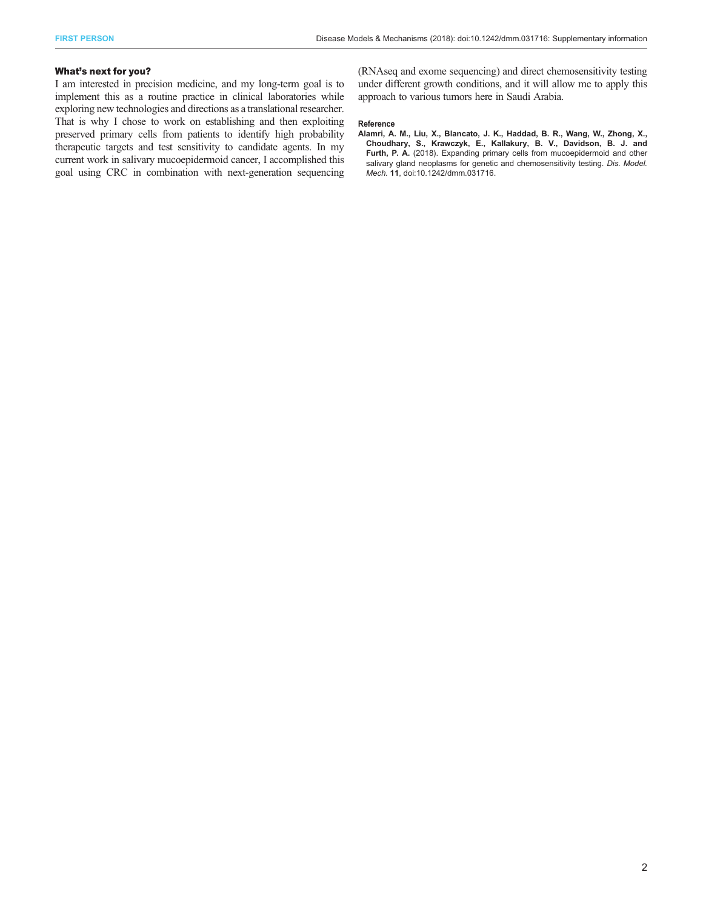### What's next for you?

I am interested in precision medicine, and my long-term goal is to implement this as a routine practice in clinical laboratories while exploring new technologies and directions as a translational researcher. That is why I chose to work on establishing and then exploiting preserved primary cells from patients to identify high probability therapeutic targets and test sensitivity to candidate agents. In my current work in salivary mucoepidermoid cancer, I accomplished this goal using CRC in combination with next-generation sequencing (RNAseq and exome sequencing) and direct chemosensitivity testing under different growth conditions, and it will allow me to apply this approach to various tumors here in Saudi Arabia.

#### Reference

**Alamri, A. M., Liu, X., Blancato, J. K., Haddad, B. R., Wang, W., Zhong, X., Choudhary, S., Krawczyk, E., Kallakury, B. V., Davidson, B. J. and Furth, P. A.** (2018). Expanding primary cells from mucoepidermoid and other salivary gland neoplasms for genetic and chemosensitivity testing. *Dis. Model. Mech.* **11**, doi:10.1242/dmm.031716.